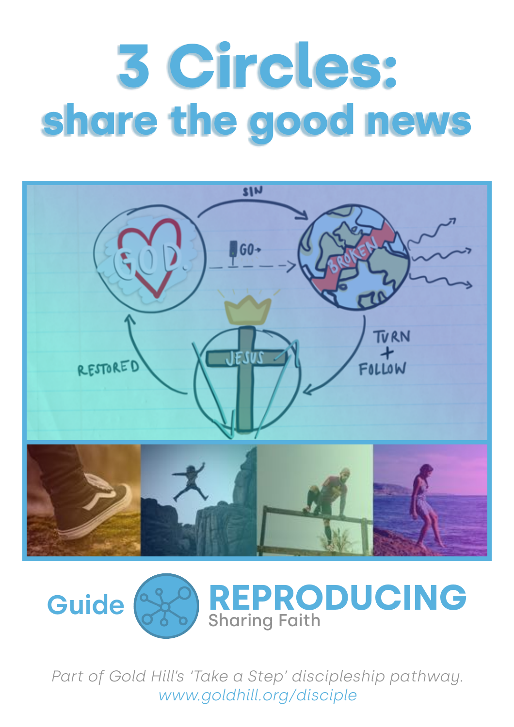# 3 Circles:
## share the good news

Guide **REPRODUCING** Sharing Faith

*Part of Gold Hill's 'Take a Step' discipleship pathway.*
*www.goldhill.org/disciple*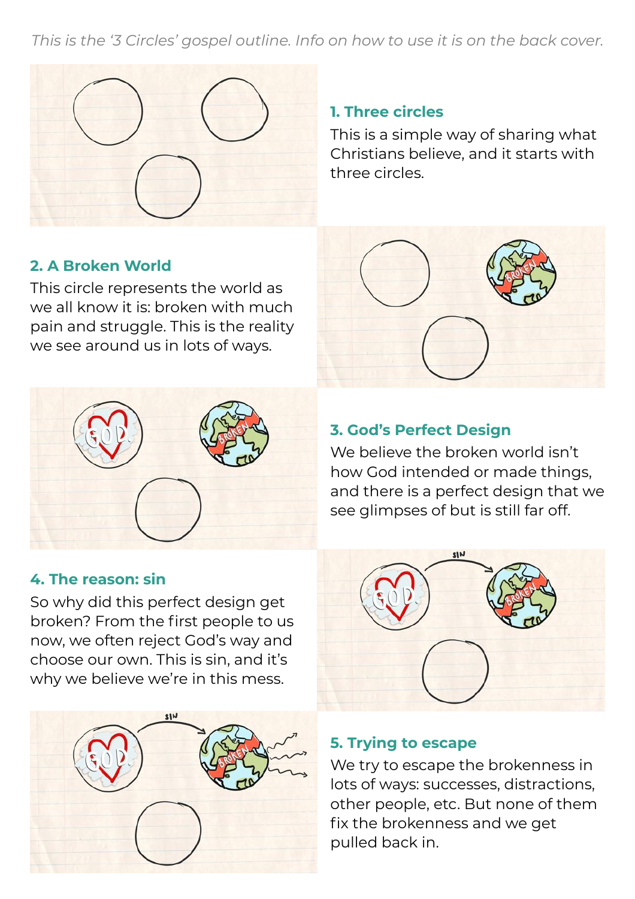*This is the '3 Circles' gospel outline. Info on how to use it is on the back cover.*

### 1. Three circles

This is a simple way of sharing what Christians believe, and it starts with three circles.

### 2. A Broken World

This circle represents the world as we all know it is: broken with much pain and struggle. This is the reality we see around us in lots of ways.

### 3. God's Perfect Design

We believe the broken world isn't how God intended or made things, and there is a perfect design that we see glimpses of but is still far off.

### 4. The reason: sin

So why did this perfect design get broken? From the first people to us now, we often reject God's way and choose our own. This is sin, and it's why we believe we're in this mess.

### 5. Trying to escape

We try to escape the brokenness in lots of ways: successes, distractions, other people, etc. But none of them fix the brokenness and we get pulled back in.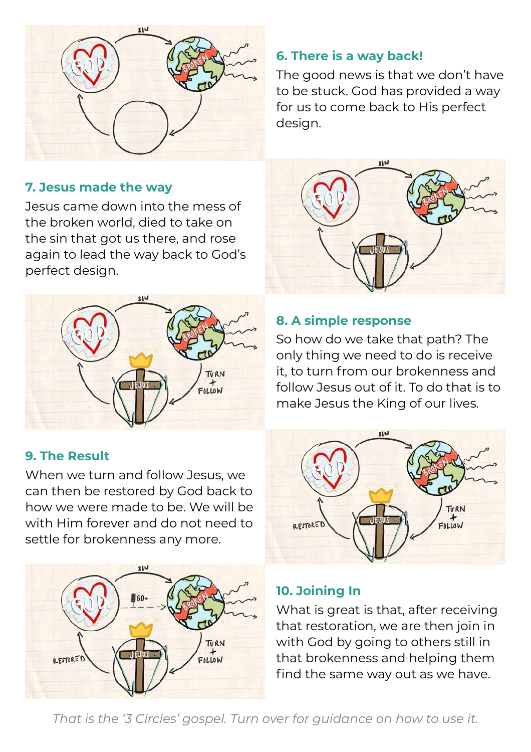### 6. There is a way back!

The good news is that we don't have to be stuck. God has provided a way for us to come back to His perfect design.

### 7. Jesus made the way

Jesus came down into the mess of the broken world, died to take on the sin that got us there, and rose again to lead the way back to God's perfect design.

### 8. A simple response

So how do we take that path? The only thing we need to do is receive it, to turn from our brokenness and follow Jesus out of it. To do that is to make Jesus the King of our lives.

### 9. The Result

When we turn and follow Jesus, we can then be restored by God back to how we were made to be. We will be with Him forever and do not need to settle for brokenness any more.

### 10. Joining In

What is great is that, after receiving that restoration, we are then join in with God by going to others still in that brokenness and helping them find the same way out as we have.

*That is the '3 Circles' gospel. Turn over for guidance on how to use it.*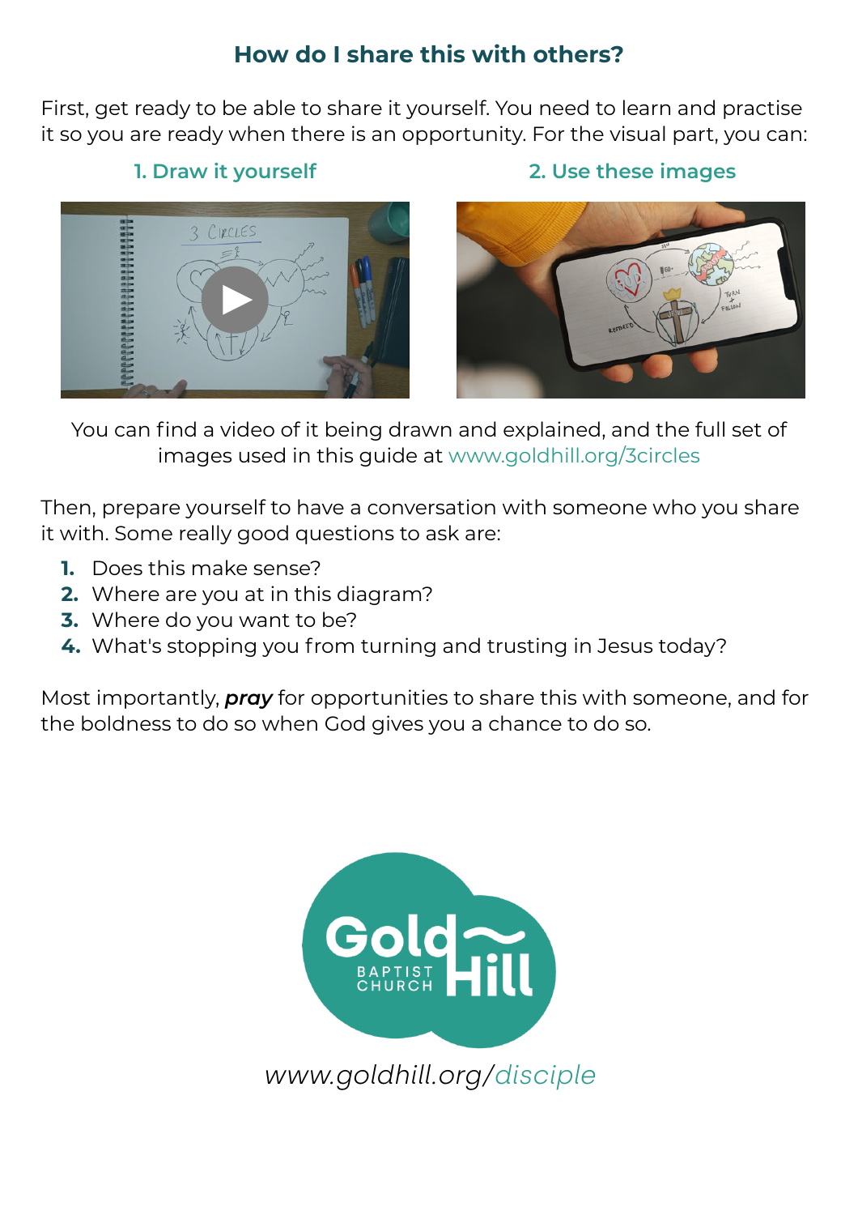## How do I share this with others?

First, get ready to be able to share it yourself. You need to learn and practise it so you are ready when there is an opportunity. For the visual part, you can:

**1. Draw it yourself**

**2. Use these images**

You can find a video of it being drawn and explained, and the full set of images used in this guide at www.goldhill.org/3circles

Then, prepare yourself to have a conversation with someone who you share it with. Some really good questions to ask are:

1. Does this make sense?
2. Where are you at in this diagram?
3. Where do you want to be?
4. What's stopping you from turning and trusting in Jesus today?

Most importantly, ***pray*** for opportunities to share this with someone, and for the boldness to do so when God gives you a chance to do so.

Gold Hill BAPTIST CHURCH

*www.goldhill.org/disciple*